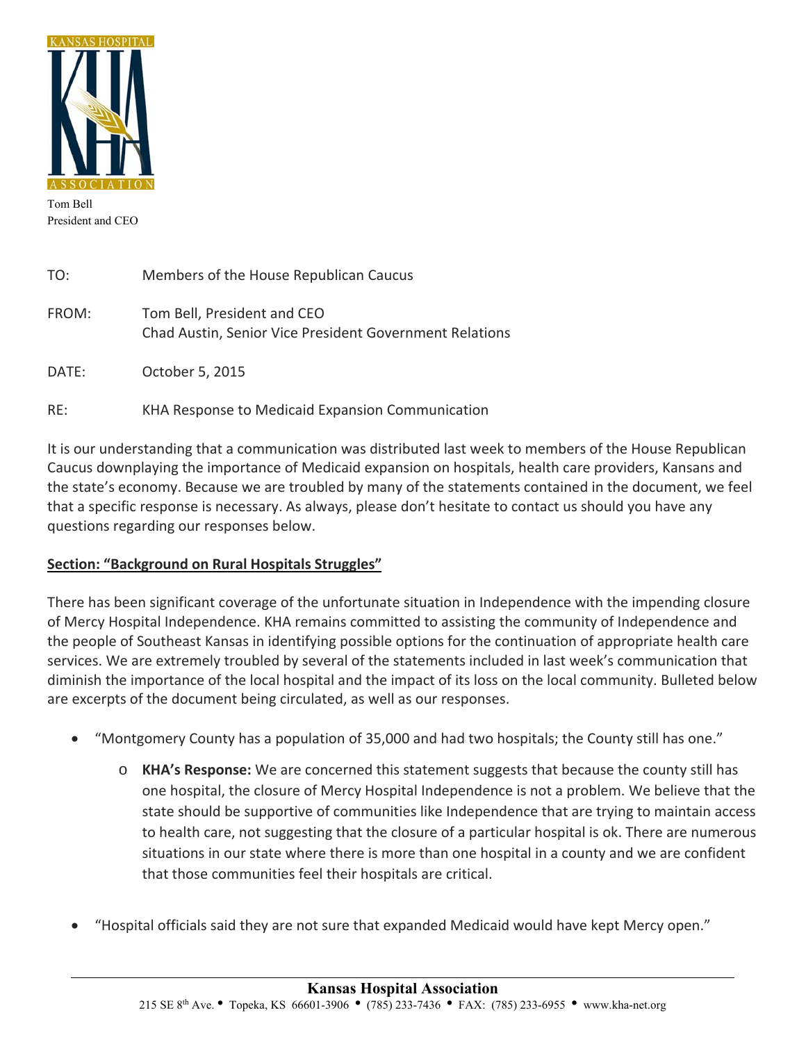KANSAS HOSPITAL ASSOCIATION

Tom Bell
President and CEO

TO: Members of the House Republican Caucus

FROM: Tom Bell, President and CEO
Chad Austin, Senior Vice President Government Relations

DATE: October 5, 2015

RE: KHA Response to Medicaid Expansion Communication

It is our understanding that a communication was distributed last week to members of the House Republican Caucus downplaying the importance of Medicaid expansion on hospitals, health care providers, Kansans and the state's economy. Because we are troubled by many of the statements contained in the document, we feel that a specific response is necessary. As always, please don't hesitate to contact us should you have any questions regarding our responses below.

**Section: "Background on Rural Hospitals Struggles"**

There has been significant coverage of the unfortunate situation in Independence with the impending closure of Mercy Hospital Independence. KHA remains committed to assisting the community of Independence and the people of Southeast Kansas in identifying possible options for the continuation of appropriate health care services. We are extremely troubled by several of the statements included in last week's communication that diminish the importance of the local hospital and the impact of its loss on the local community. Bulleted below are excerpts of the document being circulated, as well as our responses.

- "Montgomery County has a population of 35,000 and had two hospitals; the County still has one."
  - **KHA's Response:** We are concerned this statement suggests that because the county still has one hospital, the closure of Mercy Hospital Independence is not a problem. We believe that the state should be supportive of communities like Independence that are trying to maintain access to health care, not suggesting that the closure of a particular hospital is ok. There are numerous situations in our state where there is more than one hospital in a county and we are confident that those communities feel their hospitals are critical.

- "Hospital officials said they are not sure that expanded Medicaid would have kept Mercy open."

**Kansas Hospital Association**
215 SE 8th Ave. • Topeka, KS 66601-3906 • (785) 233-7436 • FAX: (785) 233-6955 • www.kha-net.org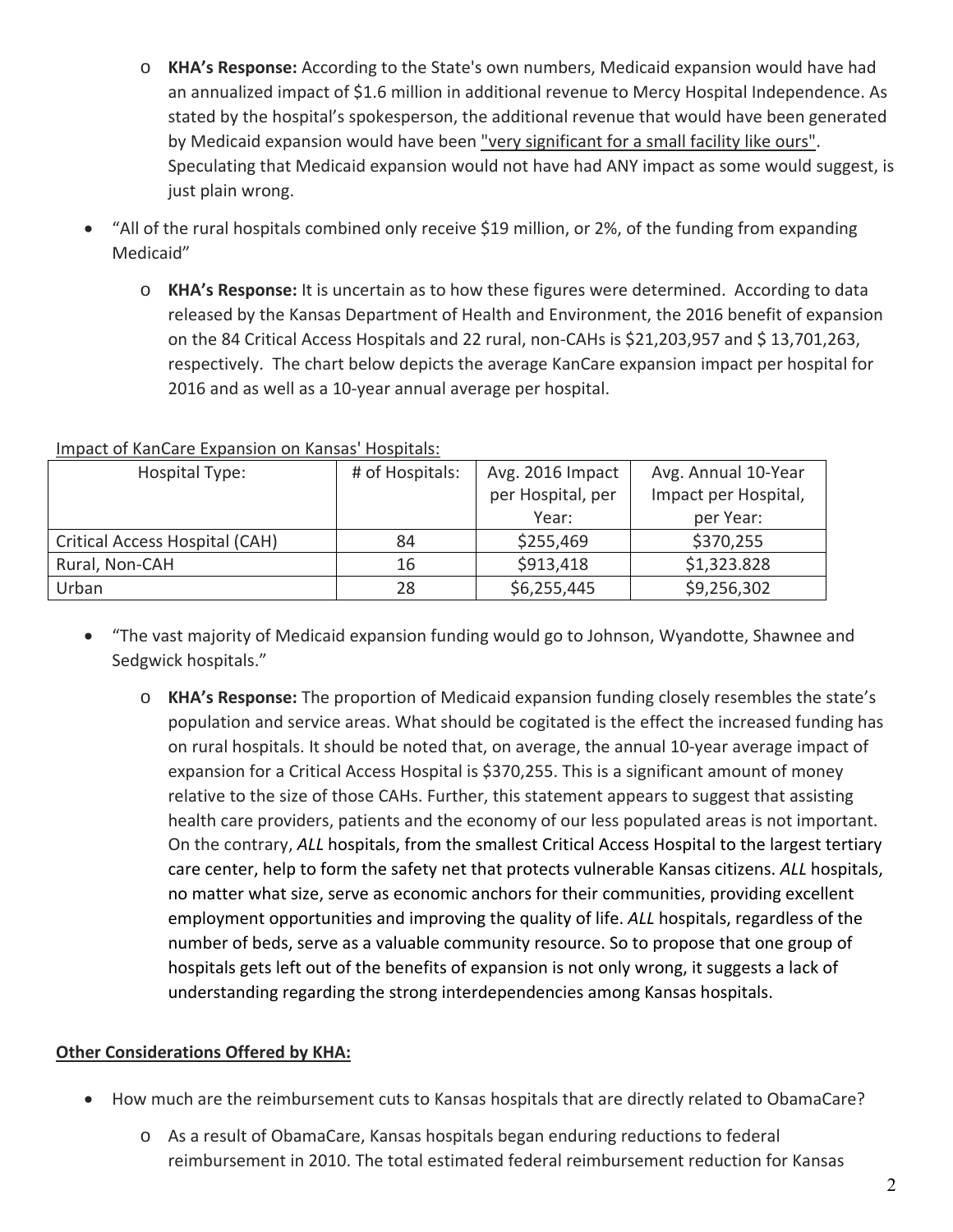- **KHA's Response:** According to the State's own numbers, Medicaid expansion would have had an annualized impact of $1.6 million in additional revenue to Mercy Hospital Independence. As stated by the hospital's spokesperson, the additional revenue that would have been generated by Medicaid expansion would have been "very significant for a small facility like ours". Speculating that Medicaid expansion would not have had ANY impact as some would suggest, is just plain wrong.

- "All of the rural hospitals combined only receive $19 million, or 2%, of the funding from expanding Medicaid"
  - **KHA's Response:** It is uncertain as to how these figures were determined. According to data released by the Kansas Department of Health and Environment, the 2016 benefit of expansion on the 84 Critical Access Hospitals and 22 rural, non-CAHs is $21,203,957 and $ 13,701,263, respectively. The chart below depicts the average KanCare expansion impact per hospital for 2016 and as well as a 10-year annual average per hospital.

Impact of KanCare Expansion on Kansas' Hospitals:

| Hospital Type: | # of Hospitals: | Avg. 2016 Impact per Hospital, per Year: | Avg. Annual 10-Year Impact per Hospital, per Year: |
|---|---|---|---|
| Critical Access Hospital (CAH) | 84 | $255,469 | $370,255 |
| Rural, Non-CAH | 16 | $913,418 | $1,323.828 |
| Urban | 28 | $6,255,445 | $9,256,302 |

- "The vast majority of Medicaid expansion funding would go to Johnson, Wyandotte, Shawnee and Sedgwick hospitals."
  - **KHA's Response:** The proportion of Medicaid expansion funding closely resembles the state's population and service areas. What should be cogitated is the effect the increased funding has on rural hospitals. It should be noted that, on average, the annual 10-year average impact of expansion for a Critical Access Hospital is $370,255. This is a significant amount of money relative to the size of those CAHs. Further, this statement appears to suggest that assisting health care providers, patients and the economy of our less populated areas is not important. On the contrary, *ALL* hospitals, from the smallest Critical Access Hospital to the largest tertiary care center, help to form the safety net that protects vulnerable Kansas citizens. *ALL* hospitals, no matter what size, serve as economic anchors for their communities, providing excellent employment opportunities and improving the quality of life. *ALL* hospitals, regardless of the number of beds, serve as a valuable community resource. So to propose that one group of hospitals gets left out of the benefits of expansion is not only wrong, it suggests a lack of understanding regarding the strong interdependencies among Kansas hospitals.

**Other Considerations Offered by KHA:**

- How much are the reimbursement cuts to Kansas hospitals that are directly related to ObamaCare?
  - As a result of ObamaCare, Kansas hospitals began enduring reductions to federal reimbursement in 2010. The total estimated federal reimbursement reduction for Kansas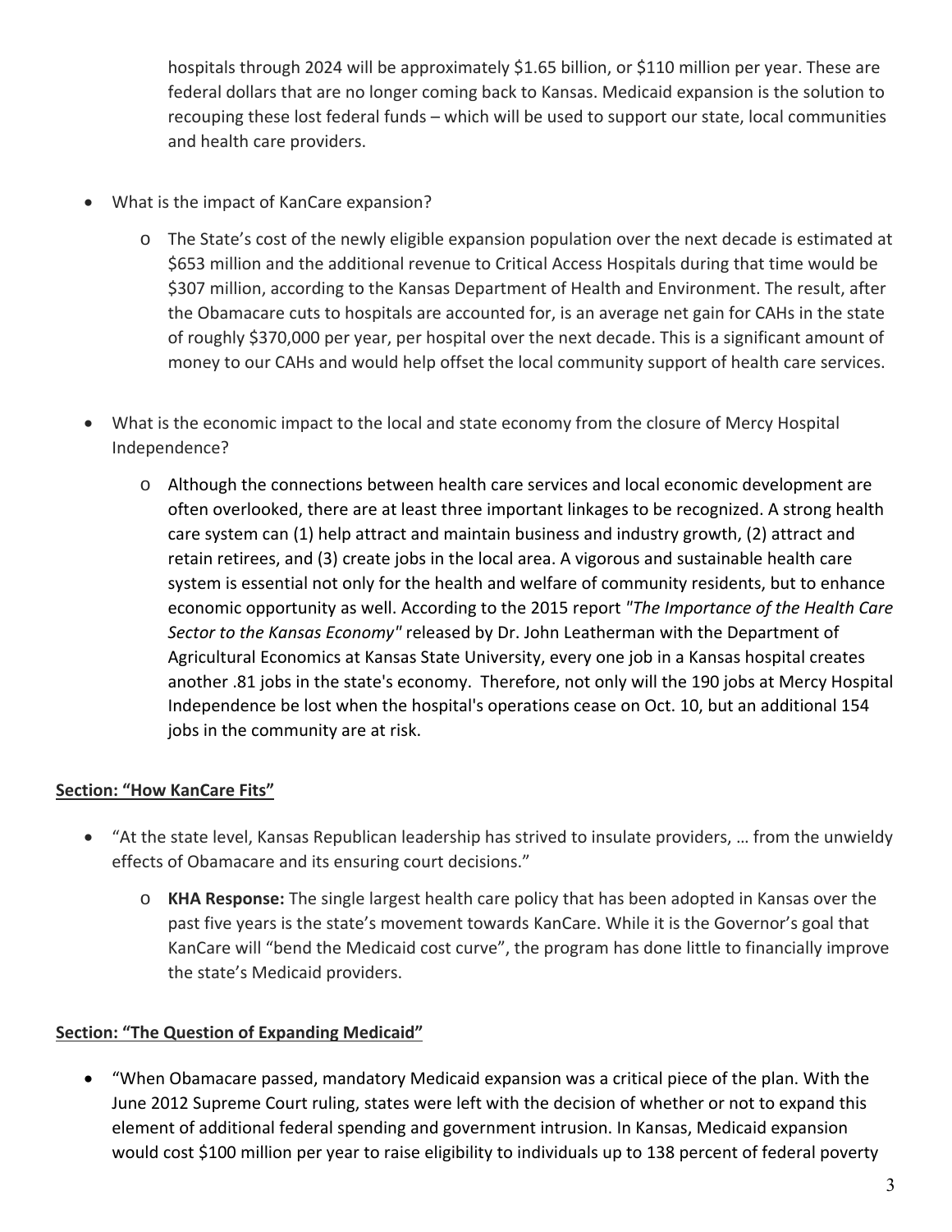hospitals through 2024 will be approximately $1.65 billion, or $110 million per year. These are federal dollars that are no longer coming back to Kansas. Medicaid expansion is the solution to recouping these lost federal funds – which will be used to support our state, local communities and health care providers.

- What is the impact of KanCare expansion?
  - The State's cost of the newly eligible expansion population over the next decade is estimated at $653 million and the additional revenue to Critical Access Hospitals during that time would be $307 million, according to the Kansas Department of Health and Environment. The result, after the Obamacare cuts to hospitals are accounted for, is an average net gain for CAHs in the state of roughly $370,000 per year, per hospital over the next decade. This is a significant amount of money to our CAHs and would help offset the local community support of health care services.

- What is the economic impact to the local and state economy from the closure of Mercy Hospital Independence?
  - Although the connections between health care services and local economic development are often overlooked, there are at least three important linkages to be recognized. A strong health care system can (1) help attract and maintain business and industry growth, (2) attract and retain retirees, and (3) create jobs in the local area. A vigorous and sustainable health care system is essential not only for the health and welfare of community residents, but to enhance economic opportunity as well. According to the 2015 report *"The Importance of the Health Care Sector to the Kansas Economy"* released by Dr. John Leatherman with the Department of Agricultural Economics at Kansas State University, every one job in a Kansas hospital creates another .81 jobs in the state's economy. Therefore, not only will the 190 jobs at Mercy Hospital Independence be lost when the hospital's operations cease on Oct. 10, but an additional 154 jobs in the community are at risk.

**<u>Section: "How KanCare Fits"</u>**

- "At the state level, Kansas Republican leadership has strived to insulate providers, … from the unwieldy effects of Obamacare and its ensuring court decisions."
  - **KHA Response:** The single largest health care policy that has been adopted in Kansas over the past five years is the state's movement towards KanCare. While it is the Governor's goal that KanCare will "bend the Medicaid cost curve", the program has done little to financially improve the state's Medicaid providers.

**<u>Section: "The Question of Expanding Medicaid"</u>**

- "When Obamacare passed, mandatory Medicaid expansion was a critical piece of the plan. With the June 2012 Supreme Court ruling, states were left with the decision of whether or not to expand this element of additional federal spending and government intrusion. In Kansas, Medicaid expansion would cost $100 million per year to raise eligibility to individuals up to 138 percent of federal poverty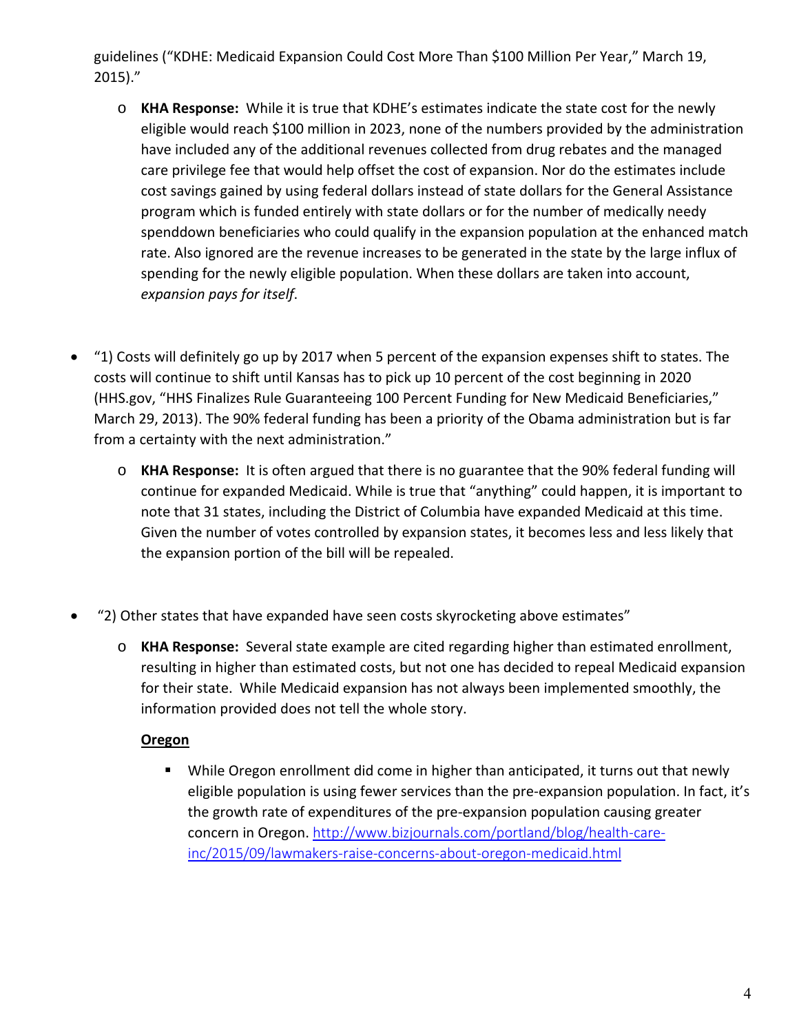guidelines ("KDHE: Medicaid Expansion Could Cost More Than $100 Million Per Year," March 19, 2015)."

- **KHA Response:** While it is true that KDHE's estimates indicate the state cost for the newly eligible would reach $100 million in 2023, none of the numbers provided by the administration have included any of the additional revenues collected from drug rebates and the managed care privilege fee that would help offset the cost of expansion. Nor do the estimates include cost savings gained by using federal dollars instead of state dollars for the General Assistance program which is funded entirely with state dollars or for the number of medically needy spenddown beneficiaries who could qualify in the expansion population at the enhanced match rate. Also ignored are the revenue increases to be generated in the state by the large influx of spending for the newly eligible population. When these dollars are taken into account, *expansion pays for itself*.

- "1) Costs will definitely go up by 2017 when 5 percent of the expansion expenses shift to states. The costs will continue to shift until Kansas has to pick up 10 percent of the cost beginning in 2020 (HHS.gov, "HHS Finalizes Rule Guaranteeing 100 Percent Funding for New Medicaid Beneficiaries," March 29, 2013). The 90% federal funding has been a priority of the Obama administration but is far from a certainty with the next administration."
  - **KHA Response:** It is often argued that there is no guarantee that the 90% federal funding will continue for expanded Medicaid. While is true that "anything" could happen, it is important to note that 31 states, including the District of Columbia have expanded Medicaid at this time. Given the number of votes controlled by expansion states, it becomes less and less likely that the expansion portion of the bill will be repealed.

- "2) Other states that have expanded have seen costs skyrocketing above estimates"
  - **KHA Response:** Several state example are cited regarding higher than estimated enrollment, resulting in higher than estimated costs, but not one has decided to repeal Medicaid expansion for their state. While Medicaid expansion has not always been implemented smoothly, the information provided does not tell the whole story.

    **Oregon**

    - While Oregon enrollment did come in higher than anticipated, it turns out that newly eligible population is using fewer services than the pre-expansion population. In fact, it's the growth rate of expenditures of the pre-expansion population causing greater concern in Oregon. http://www.bizjournals.com/portland/blog/health-care-inc/2015/09/lawmakers-raise-concerns-about-oregon-medicaid.html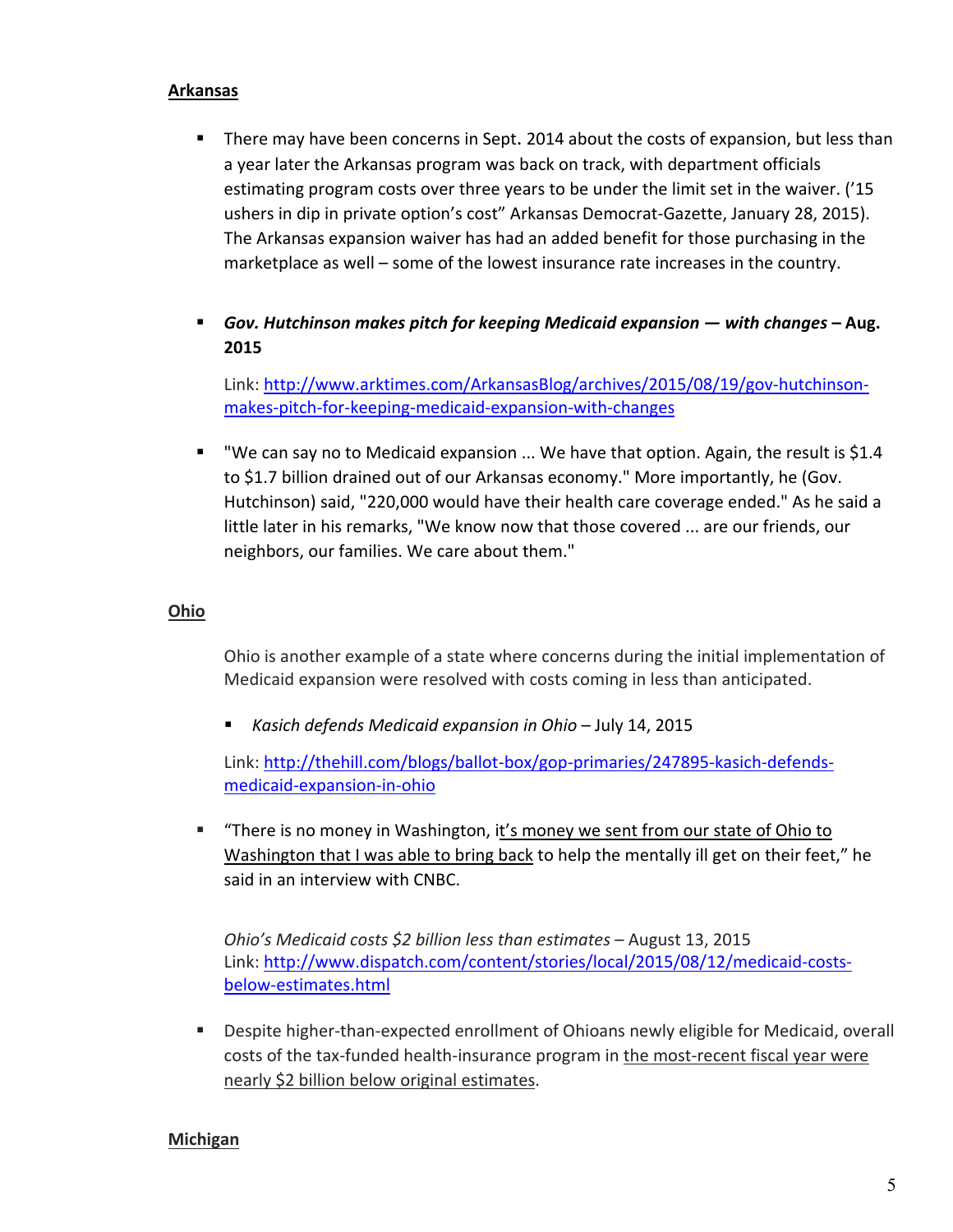**Arkansas**

- There may have been concerns in Sept. 2014 about the costs of expansion, but less than a year later the Arkansas program was back on track, with department officials estimating program costs over three years to be under the limit set in the waiver. ('15 ushers in dip in private option's cost" Arkansas Democrat-Gazette, January 28, 2015). The Arkansas expansion waiver has had an added benefit for those purchasing in the marketplace as well – some of the lowest insurance rate increases in the country.

- ***Gov. Hutchinson makes pitch for keeping Medicaid expansion — with changes* – Aug. 2015**

  Link: [http://www.arktimes.com/ArkansasBlog/archives/2015/08/19/gov-hutchinson-makes-pitch-for-keeping-medicaid-expansion-with-changes](http://www.arktimes.com/ArkansasBlog/archives/2015/08/19/gov-hutchinson-makes-pitch-for-keeping-medicaid-expansion-with-changes)

- "We can say no to Medicaid expansion ... We have that option. Again, the result is $1.4 to $1.7 billion drained out of our Arkansas economy." More importantly, he (Gov. Hutchinson) said, "220,000 would have their health care coverage ended." As he said a little later in his remarks, "We know now that those covered ... are our friends, our neighbors, our families. We care about them."

**Ohio**

Ohio is another example of a state where concerns during the initial implementation of Medicaid expansion were resolved with costs coming in less than anticipated.

- *Kasich defends Medicaid expansion in Ohio* – July 14, 2015

Link: [http://thehill.com/blogs/ballot-box/gop-primaries/247895-kasich-defends-medicaid-expansion-in-ohio](http://thehill.com/blogs/ballot-box/gop-primaries/247895-kasich-defends-medicaid-expansion-in-ohio)

- "There is no money in Washington, it's money we sent from our state of Ohio to Washington that I was able to bring back to help the mentally ill get on their feet," he said in an interview with CNBC.

  *Ohio's Medicaid costs $2 billion less than estimates* – August 13, 2015
  Link: [http://www.dispatch.com/content/stories/local/2015/08/12/medicaid-costs-below-estimates.html](http://www.dispatch.com/content/stories/local/2015/08/12/medicaid-costs-below-estimates.html)

- Despite higher-than-expected enrollment of Ohioans newly eligible for Medicaid, overall costs of the tax-funded health-insurance program in the most-recent fiscal year were nearly $2 billion below original estimates.

**Michigan**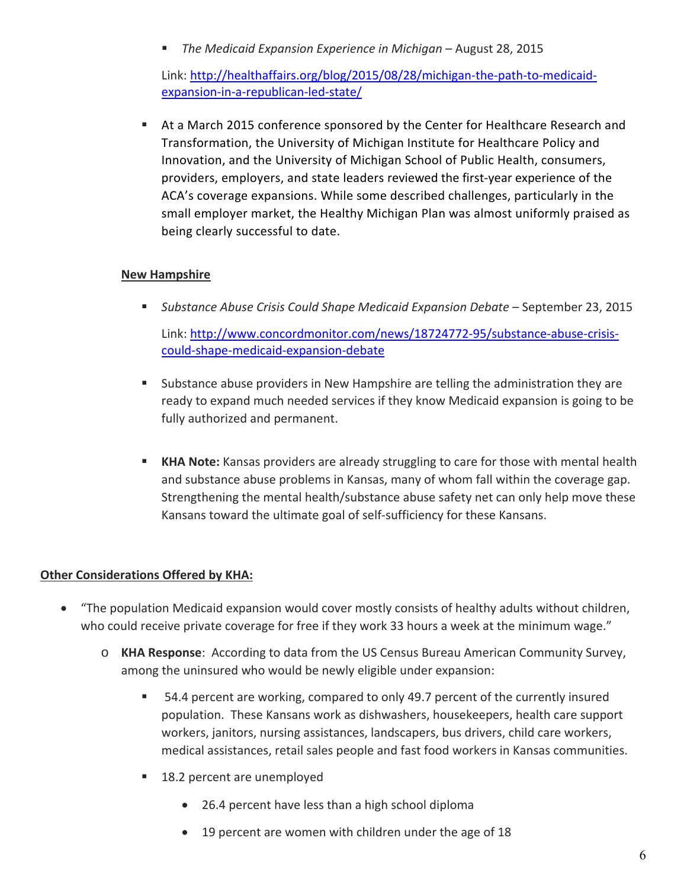- *The Medicaid Expansion Experience in Michigan* – August 28, 2015

  Link: [http://healthaffairs.org/blog/2015/08/28/michigan-the-path-to-medicaid-expansion-in-a-republican-led-state/](http://healthaffairs.org/blog/2015/08/28/michigan-the-path-to-medicaid-expansion-in-a-republican-led-state/)

- At a March 2015 conference sponsored by the Center for Healthcare Research and Transformation, the University of Michigan Institute for Healthcare Policy and Innovation, and the University of Michigan School of Public Health, consumers, providers, employers, and state leaders reviewed the first-year experience of the ACA's coverage expansions. While some described challenges, particularly in the small employer market, the Healthy Michigan Plan was almost uniformly praised as being clearly successful to date.

**<u>New Hampshire</u>**

- *Substance Abuse Crisis Could Shape Medicaid Expansion Debate* – September 23, 2015

  Link: [http://www.concordmonitor.com/news/18724772-95/substance-abuse-crisis-could-shape-medicaid-expansion-debate](http://www.concordmonitor.com/news/18724772-95/substance-abuse-crisis-could-shape-medicaid-expansion-debate)

- Substance abuse providers in New Hampshire are telling the administration they are ready to expand much needed services if they know Medicaid expansion is going to be fully authorized and permanent.

- **KHA Note:** Kansas providers are already struggling to care for those with mental health and substance abuse problems in Kansas, many of whom fall within the coverage gap. Strengthening the mental health/substance abuse safety net can only help move these Kansans toward the ultimate goal of self-sufficiency for these Kansans.

**<u>Other Considerations Offered by KHA:</u>**

- "The population Medicaid expansion would cover mostly consists of healthy adults without children, who could receive private coverage for free if they work 33 hours a week at the minimum wage."
  - **KHA Response**: According to data from the US Census Bureau American Community Survey, among the uninsured who would be newly eligible under expansion:
    - 54.4 percent are working, compared to only 49.7 percent of the currently insured population. These Kansans work as dishwashers, housekeepers, health care support workers, janitors, nursing assistances, landscapers, bus drivers, child care workers, medical assistances, retail sales people and fast food workers in Kansas communities.
    - 18.2 percent are unemployed
      - 26.4 percent have less than a high school diploma
      - 19 percent are women with children under the age of 18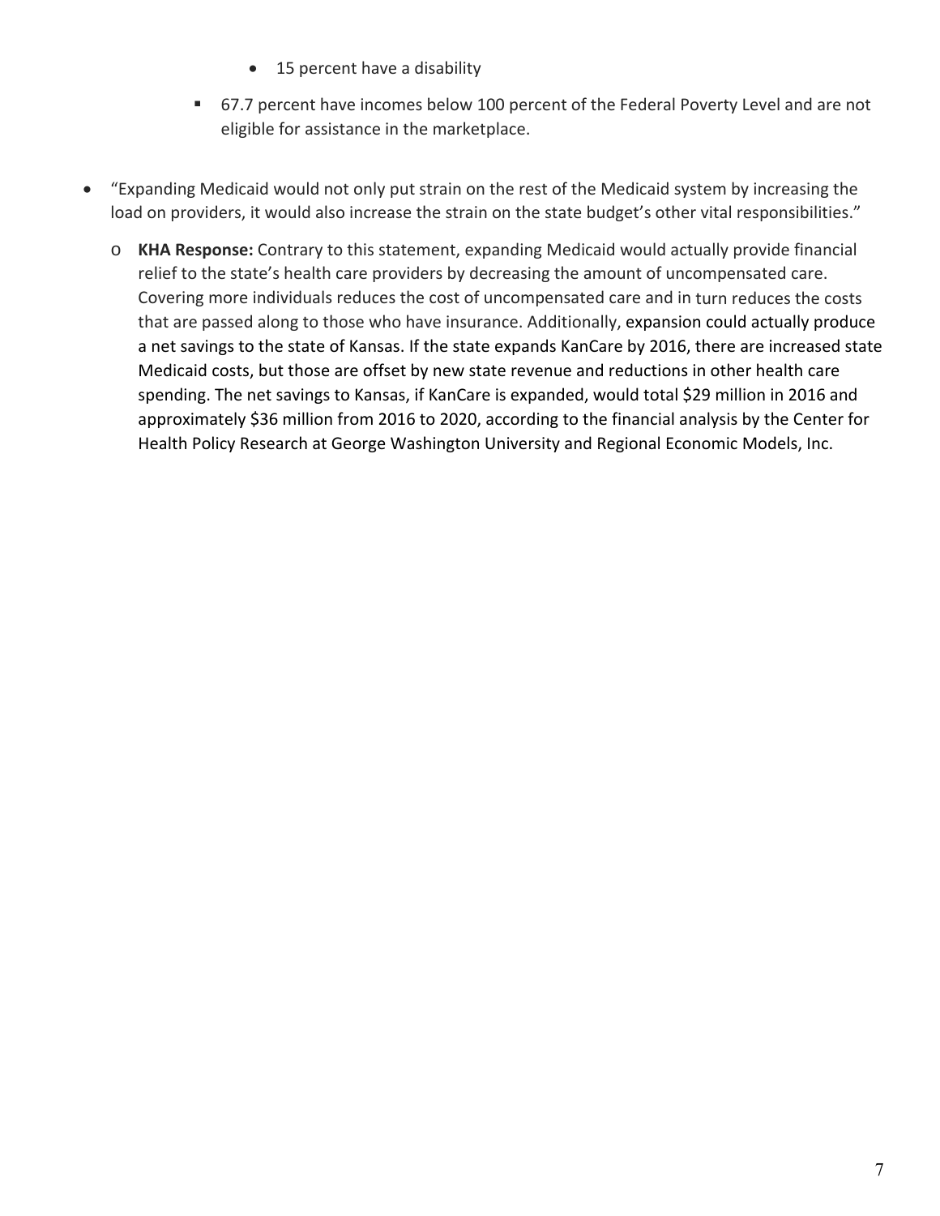- 15 percent have a disability
    - 67.7 percent have incomes below 100 percent of the Federal Poverty Level and are not eligible for assistance in the marketplace.

- "Expanding Medicaid would not only put strain on the rest of the Medicaid system by increasing the load on providers, it would also increase the strain on the state budget's other vital responsibilities."
    - **KHA Response:** Contrary to this statement, expanding Medicaid would actually provide financial relief to the state's health care providers by decreasing the amount of uncompensated care. Covering more individuals reduces the cost of uncompensated care and in turn reduces the costs that are passed along to those who have insurance. Additionally, expansion could actually produce a net savings to the state of Kansas. If the state expands KanCare by 2016, there are increased state Medicaid costs, but those are offset by new state revenue and reductions in other health care spending. The net savings to Kansas, if KanCare is expanded, would total $29 million in 2016 and approximately $36 million from 2016 to 2020, according to the financial analysis by the Center for Health Policy Research at George Washington University and Regional Economic Models, Inc.